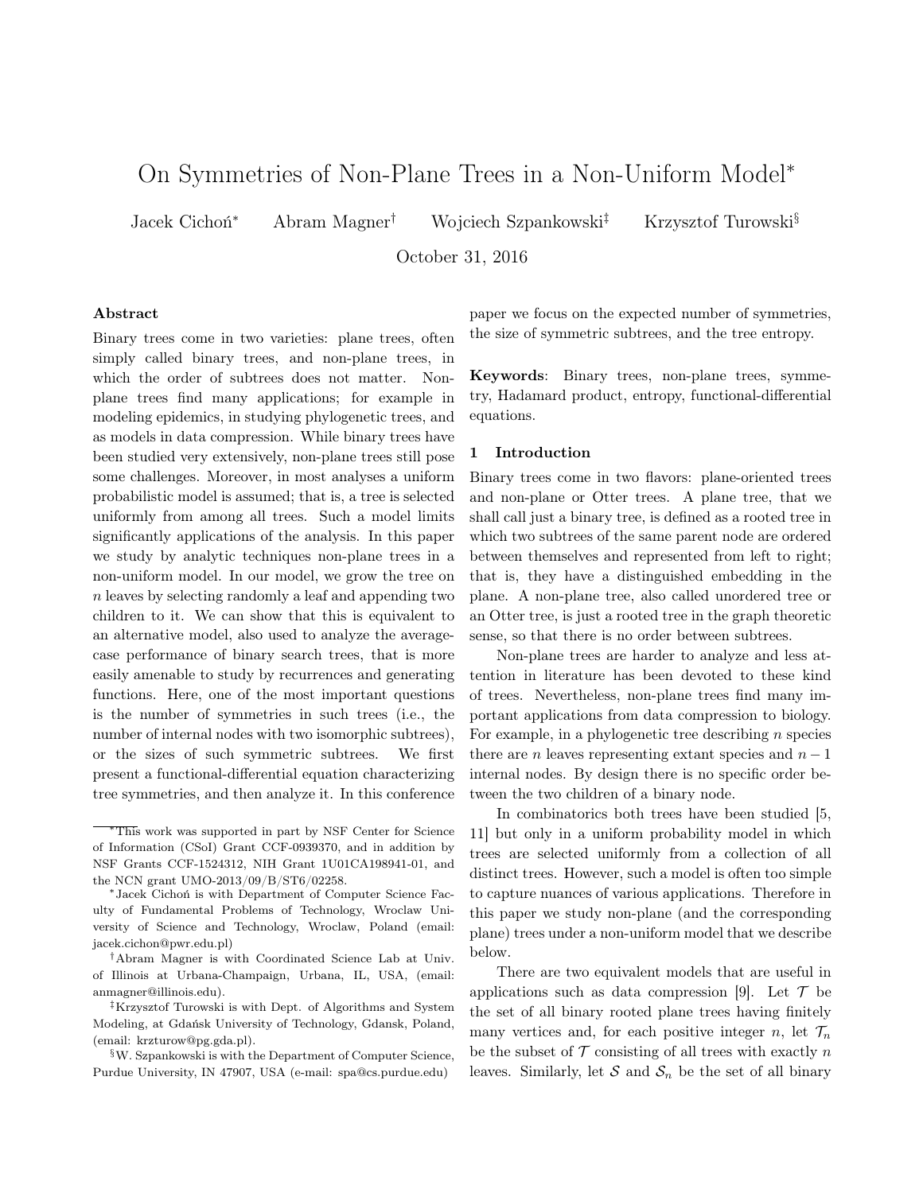# On Symmetries of Non-Plane Trees in a Non-Uniform Model*

Jacek Cichoń* Abram Magner† Wojciech Szpankowski‡ Krzysztof Turowski§

October 31, 2016

### Abstract

Binary trees come in two varieties: plane trees, often simply called binary trees, and non-plane trees, in which the order of subtrees does not matter. Non-plane trees find many applications; for example in modeling epidemics, in studying phylogenetic trees, and as models in data compression. While binary trees have been studied very extensively, non-plane trees still pose some challenges. Moreover, in most analyses a uniform probabilistic model is assumed; that is, a tree is selected uniformly from among all trees. Such a model limits significantly applications of the analysis. In this paper we study by analytic techniques non-plane trees in a non-uniform model. In our model, we grow the tree on $n$ leaves by selecting randomly a leaf and appending two children to it. We can show that this is equivalent to an alternative model, also used to analyze the average-case performance of binary search trees, that is more easily amenable to study by recurrences and generating functions. Here, one of the most important questions is the number of symmetries in such trees (i.e., the number of internal nodes with two isomorphic subtrees), or the sizes of such symmetric subtrees. We first present a functional-differential equation characterizing tree symmetries, and then analyze it. In this conference paper we focus on the expected number of symmetries, the size of symmetric subtrees, and the tree entropy.

**Keywords**: Binary trees, non-plane trees, symmetry, Hadamard product, entropy, functional-differential equations.

## 1 Introduction

Binary trees come in two flavors: plane-oriented trees and non-plane or Otter trees. A plane tree, that we shall call just a binary tree, is defined as a rooted tree in which two subtrees of the same parent node are ordered between themselves and represented from left to right; that is, they have a distinguished embedding in the plane. A non-plane tree, also called unordered tree or an Otter tree, is just a rooted tree in the graph theoretic sense, so that there is no order between subtrees.

Non-plane trees are harder to analyze and less attention in literature has been devoted to these kind of trees. Nevertheless, non-plane trees find many important applications from data compression to biology. For example, in a phylogenetic tree describing $n$ species there are $n$ leaves representing extant species and $n-1$ internal nodes. By design there is no specific order between the two children of a binary node.

In combinatorics both trees have been studied [5, 11] but only in a uniform probability model in which trees are selected uniformly from a collection of all distinct trees. However, such a model is often too simple to capture nuances of various applications. Therefore in this paper we study non-plane (and the corresponding plane) trees under a non-uniform model that we describe below.

There are two equivalent models that are useful in applications such as data compression [9]. Let $\mathcal{T}$ be the set of all binary rooted plane trees having finitely many vertices and, for each positive integer $n$, let $\mathcal{T}_n$ be the subset of $\mathcal{T}$ consisting of all trees with exactly $n$ leaves. Similarly, let $\mathcal{S}$ and $\mathcal{S}_n$ be the set of all binary

---

*This work was supported in part by NSF Center for Science of Information (CSoI) Grant CCF-0939370, and in addition by NSF Grants CCF-1524312, NIH Grant 1U01CA198941-01, and the NCN grant UMO-2013/09/B/ST6/02258.

*Jacek Cichoń is with Department of Computer Science Faculty of Fundamental Problems of Technology, Wroclaw University of Science and Technology, Wroclaw, Poland (email: jacek.cichon@pwr.edu.pl)

†Abram Magner is with Coordinated Science Lab at Univ. of Illinois at Urbana-Champaign, Urbana, IL, USA, (email: anmagner@illinois.edu).

‡Krzysztof Turowski is with Dept. of Algorithms and System Modeling, at Gdańsk University of Technology, Gdansk, Poland, (email: krzturow@pg.gda.pl).

§W. Szpankowski is with the Department of Computer Science, Purdue University, IN 47907, USA (e-mail: spa@cs.purdue.edu)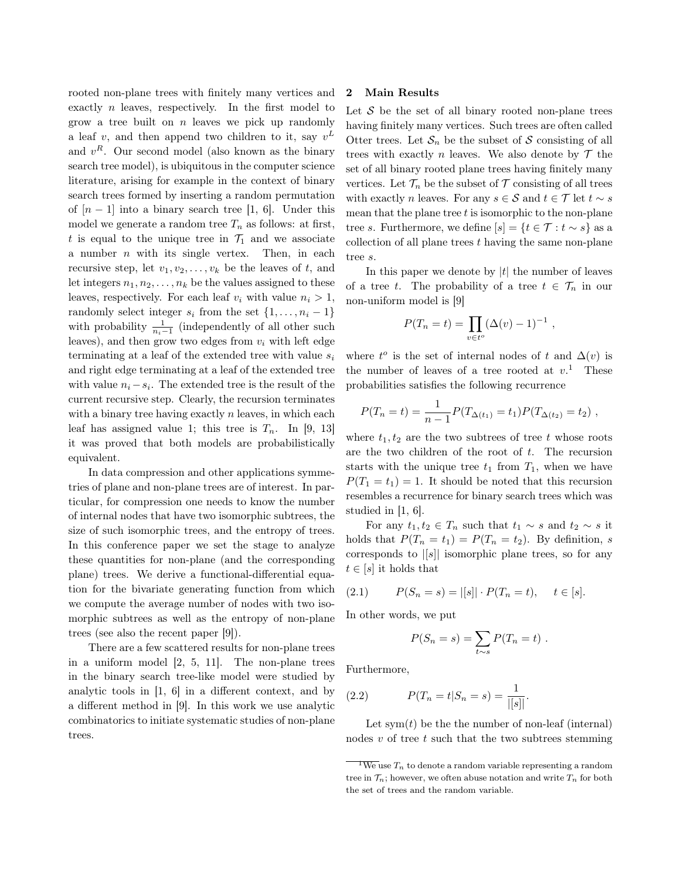rooted non-plane trees with finitely many vertices and exactly $n$ leaves, respectively. In the first model to grow a tree built on $n$ leaves we pick up randomly a leaf $v$, and then append two children to it, say $v^L$ and $v^R$. Our second model (also known as the binary search tree model), is ubiquitous in the computer science literature, arising for example in the context of binary search trees formed by inserting a random permutation of $[n-1]$ into a binary search tree [1, 6]. Under this model we generate a random tree $T_n$ as follows: at first, $t$ is equal to the unique tree in $\mathcal{T}_1$ and we associate a number $n$ with its single vertex. Then, in each recursive step, let $v_1, v_2, \ldots, v_k$ be the leaves of $t$, and let integers $n_1, n_2, \ldots, n_k$ be the values assigned to these leaves, respectively. For each leaf $v_i$ with value $n_i > 1$, randomly select integer $s_i$ from the set $\{1, \ldots, n_i - 1\}$ with probability $\frac{1}{n_i - 1}$ (independently of all other such leaves), and then grow two edges from $v_i$ with left edge terminating at a leaf of the extended tree with value $s_i$ and right edge terminating at a leaf of the extended tree with value $n_i - s_i$. The extended tree is the result of the current recursive step. Clearly, the recursion terminates with a binary tree having exactly $n$ leaves, in which each leaf has assigned value 1; this tree is $T_n$. In [9, 13] it was proved that both models are probabilistically equivalent.

In data compression and other applications symmetries of plane and non-plane trees are of interest. In particular, for compression one needs to know the number of internal nodes that have two isomorphic subtrees, the size of such isomorphic trees, and the entropy of trees. In this conference paper we set the stage to analyze these quantities for non-plane (and the corresponding plane) trees. We derive a functional-differential equation for the bivariate generating function from which we compute the average number of nodes with two isomorphic subtrees as well as the entropy of non-plane trees (see also the recent paper [9]).

There are a few scattered results for non-plane trees in a uniform model [2, 5, 11]. The non-plane trees in the binary search tree-like model were studied by analytic tools in [1, 6] in a different context, and by a different method in [9]. In this work we use analytic combinatorics to initiate systematic studies of non-plane trees.

## 2 Main Results

Let $\mathcal{S}$ be the set of all binary rooted non-plane trees having finitely many vertices. Such trees are often called Otter trees. Let $\mathcal{S}_n$ be the subset of $\mathcal{S}$ consisting of all trees with exactly $n$ leaves. We also denote by $\mathcal{T}$ the set of all binary rooted plane trees having finitely many vertices. Let $\mathcal{T}_n$ be the subset of $\mathcal{T}$ consisting of all trees with exactly $n$ leaves. For any $s \in \mathcal{S}$ and $t \in \mathcal{T}$ let $t \sim s$ mean that the plane tree $t$ is isomorphic to the non-plane tree $s$. Furthermore, we define $[s] = \{t \in \mathcal{T} : t \sim s\}$ as a collection of all plane trees $t$ having the same non-plane tree $s$.

In this paper we denote by $|t|$ the number of leaves of a tree $t$. The probability of a tree $t \in \mathcal{T}_n$ in our non-uniform model is [9]

$$P(T_n = t) = \prod_{v \in t^o} (\Delta(v) - 1)^{-1} ,$$

where $t^o$ is the set of internal nodes of $t$ and $\Delta(v)$ is the number of leaves of a tree rooted at $v$.[1] These probabilities satisfies the following recurrence

$$P(T_n = t) = \frac{1}{n-1} P(T_{\Delta(t_1)} = t_1) P(T_{\Delta(t_2)} = t_2) ,$$

where $t_1, t_2$ are the two subtrees of tree $t$ whose roots are the two children of the root of $t$. The recursion starts with the unique tree $t_1$ from $T_1$, when we have $P(T_1 = t_1) = 1$. It should be noted that this recursion resembles a recurrence for binary search trees which was studied in [1, 6].

For any $t_1, t_2 \in T_n$ such that $t_1 \sim s$ and $t_2 \sim s$ it holds that $P(T_n = t_1) = P(T_n = t_2)$. By definition, $s$ corresponds to $|[s]|$ isomorphic plane trees, so for any $t \in [s]$ it holds that

$$P(S_n = s) = |[s]| \cdot P(T_n = t), \quad t \in [s]. \tag{2.1}$$

In other words, we put

$$P(S_n = s) = \sum_{t \sim s} P(T_n = t) .$$

Furthermore,

$$P(T_n = t | S_n = s) = \frac{1}{|[s]|}. \tag{2.2}$$

Let $\mathrm{sym}(t)$ be the the number of non-leaf (internal) nodes $v$ of tree $t$ such that the two subtrees stemming

---

[1] We use $T_n$ to denote a random variable representing a random tree in $\mathcal{T}_n$; however, we often abuse notation and write $T_n$ for both the set of trees and the random variable.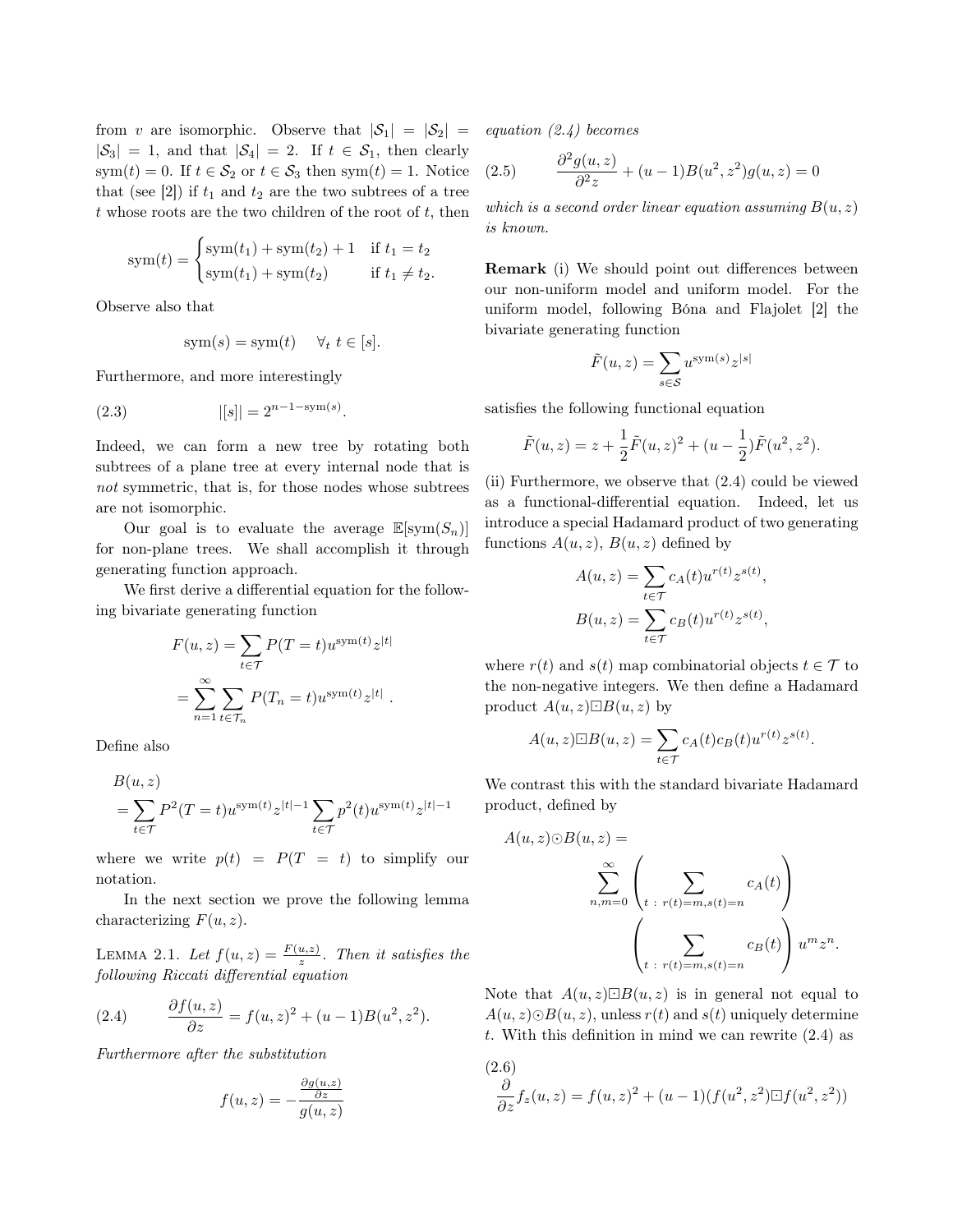from $v$ are isomorphic. Observe that $|\mathcal{S}_1| = |\mathcal{S}_2| = |\mathcal{S}_3| = 1$, and that $|\mathcal{S}_4| = 2$. If $t \in \mathcal{S}_1$, then clearly $\mathrm{sym}(t) = 0$. If $t \in \mathcal{S}_2$ or $t \in \mathcal{S}_3$ then $\mathrm{sym}(t) = 1$. Notice that (see [2]) if $t_1$ and $t_2$ are the two subtrees of a tree $t$ whose roots are the two children of the root of $t$, then

$$\mathrm{sym}(t) = \begin{cases} \mathrm{sym}(t_1) + \mathrm{sym}(t_2) + 1 & \text{if } t_1 = t_2 \\ \mathrm{sym}(t_1) + \mathrm{sym}(t_2) & \text{if } t_1 \neq t_2. \end{cases}$$

Observe also that

$$\mathrm{sym}(s) = \mathrm{sym}(t) \quad \forall_t \ t \in [s].$$

Furthermore, and more interestingly

$$|[s]| = 2^{n-1-\mathrm{sym}(s)}. \tag{2.3}$$

Indeed, we can form a new tree by rotating both subtrees of a plane tree at every internal node that is *not* symmetric, that is, for those nodes whose subtrees are not isomorphic.

Our goal is to evaluate the average $\mathbb{E}[\mathrm{sym}(S_n)]$ for non-plane trees. We shall accomplish it through generating function approach.

We first derive a differential equation for the following bivariate generating function

$$\begin{aligned} F(u,z) &= \sum_{t \in \mathcal{T}} P(T = t) u^{\mathrm{sym}(t)} z^{|t|} \\ &= \sum_{n=1}^{\infty} \sum_{t \in \mathcal{T}_n} P(T_n = t) u^{\mathrm{sym}(t)} z^{|t|} \ . \end{aligned}$$

Define also

$$\begin{aligned} &B(u,z) \\ &= \sum_{t \in \mathcal{T}} P^2(T = t) u^{\mathrm{sym}(t)} z^{|t|-1} \sum_{t \in \mathcal{T}} p^2(t) u^{\mathrm{sym}(t)} z^{|t|-1} \end{aligned}$$

where we write $p(t) = P(T = t)$ to simplify our notation.

In the next section we prove the following lemma characterizing $F(u,z)$.

Lemma 2.1. *Let $f(u,z) = \frac{F(u,z)}{z}$. Then it satisfies the following Riccati differential equation*

$$\frac{\partial f(u,z)}{\partial z} = f(u,z)^2 + (u-1)B(u^2, z^2). \tag{2.4}$$

*Furthermore after the substitution*

$$f(u,z) = -\frac{\frac{\partial g(u,z)}{\partial z}}{g(u,z)}$$

*equation (2.4) becomes*

$$\frac{\partial^2 g(u,z)}{\partial^2 z} + (u-1)B(u^2, z^2) g(u,z) = 0 \tag{2.5}$$

*which is a second order linear equation assuming $B(u,z)$ is known.*

**Remark** (i) We should point out differences between our non-uniform model and uniform model. For the uniform model, following Bóna and Flajolet [2] the bivariate generating function

$$\tilde{F}(u,z) = \sum_{s \in \mathcal{S}} u^{\mathrm{sym}(s)} z^{|s|}$$

satisfies the following functional equation

$$\tilde{F}(u,z) = z + \frac{1}{2}\tilde{F}(u,z)^2 + (u - \frac{1}{2})\tilde{F}(u^2, z^2).$$

(ii) Furthermore, we observe that (2.4) could be viewed as a functional-differential equation. Indeed, let us introduce a special Hadamard product of two generating functions $A(u,z)$, $B(u,z)$ defined by

$$\begin{aligned} A(u,z) &= \sum_{t \in \mathcal{T}} c_A(t) u^{r(t)} z^{s(t)}, \\ B(u,z) &= \sum_{t \in \mathcal{T}} c_B(t) u^{r(t)} z^{s(t)}, \end{aligned}$$

where $r(t)$ and $s(t)$ map combinatorial objects $t \in \mathcal{T}$ to the non-negative integers. We then define a Hadamard product $A(u,z) \boxdot B(u,z)$ by

$$A(u,z) \boxdot B(u,z) = \sum_{t \in \mathcal{T}} c_A(t) c_B(t) u^{r(t)} z^{s(t)}.$$

We contrast this with the standard bivariate Hadamard product, defined by

$$\begin{aligned} &A(u,z) \odot B(u,z) = \\ &\sum_{n,m=0}^{\infty} \left( \sum_{t \,:\, r(t)=m, s(t)=n} c_A(t) \right) \left( \sum_{t \,:\, r(t)=m, s(t)=n} c_B(t) \right) u^m z^n. \end{aligned}$$

Note that $A(u,z) \boxdot B(u,z)$ is in general not equal to $A(u,z) \odot B(u,z)$, unless $r(t)$ and $s(t)$ uniquely determine $t$. With this definition in mind we can rewrite (2.4) as

$$\frac{\partial}{\partial z} f_z(u,z) = f(u,z)^2 + (u-1)(f(u^2, z^2) \boxdot f(u^2, z^2)) \tag{2.6}$$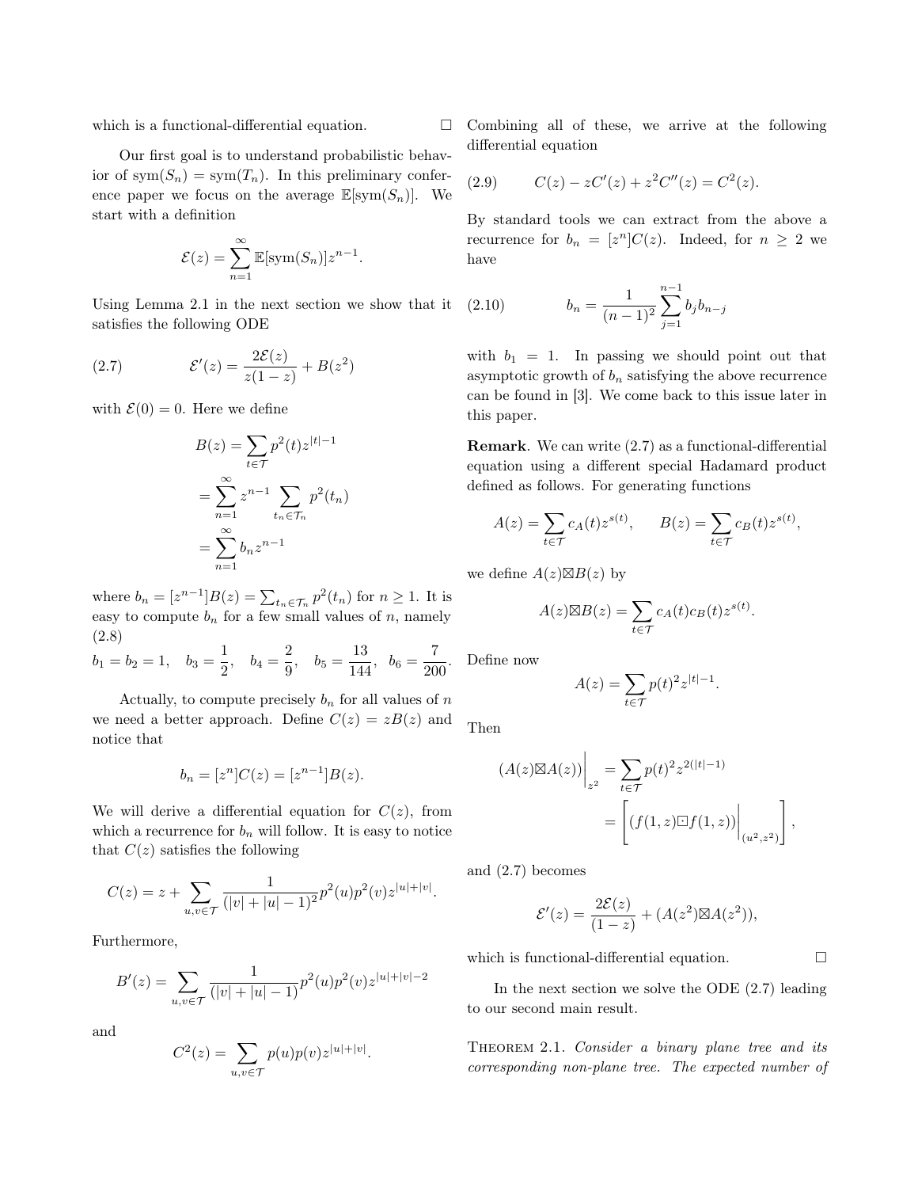which is a functional-differential equation. □

Our first goal is to understand probabilistic behavior of $\text{sym}(S_n) = \text{sym}(T_n)$. In this preliminary conference paper we focus on the average $\mathbb{E}[\text{sym}(S_n)]$. We start with a definition

$$\mathcal{E}(z) = \sum_{n=1}^{\infty} \mathbb{E}[\text{sym}(S_n)] z^{n-1}.$$

Using Lemma 2.1 in the next section we show that it satisfies the following ODE

$$\mathcal{E}'(z) = \frac{2\mathcal{E}(z)}{z(1-z)} + B(z^2) \tag{2.7}$$

with $\mathcal{E}(0) = 0$. Here we define

$$\begin{aligned} B(z) &= \sum_{t \in \mathcal{T}} p^2(t) z^{|t|-1} \\ &= \sum_{n=1}^{\infty} z^{n-1} \sum_{t_n \in \mathcal{T}_n} p^2(t_n) \\ &= \sum_{n=1}^{\infty} b_n z^{n-1} \end{aligned}$$

where $b_n = [z^{n-1}]B(z) = \sum_{t_n \in \mathcal{T}_n} p^2(t_n)$ for $n \geq 1$. It is easy to compute $b_n$ for a few small values of $n$, namely

$$b_1 = b_2 = 1, \quad b_3 = \frac{1}{2}, \quad b_4 = \frac{2}{9}, \quad b_5 = \frac{13}{144}, \quad b_6 = \frac{7}{200}. \tag{2.8}$$

Actually, to compute precisely $b_n$ for all values of $n$ we need a better approach. Define $C(z) = zB(z)$ and notice that

$$b_n = [z^n]C(z) = [z^{n-1}]B(z).$$

We will derive a differential equation for $C(z)$, from which a recurrence for $b_n$ will follow. It is easy to notice that $C(z)$ satisfies the following

$$C(z) = z + \sum_{u,v \in \mathcal{T}} \frac{1}{(|v| + |u| - 1)^2} p^2(u) p^2(v) z^{|u|+|v|}.$$

Furthermore,

$$B'(z) = \sum_{u,v \in \mathcal{T}} \frac{1}{(|v| + |u| - 1)} p^2(u) p^2(v) z^{|u|+|v|-2}$$

and

$$C^2(z) = \sum_{u,v \in \mathcal{T}} p(u) p(v) z^{|u|+|v|}.$$

Combining all of these, we arrive at the following differential equation

$$C(z) - zC'(z) + z^2 C''(z) = C^2(z). \tag{2.9}$$

By standard tools we can extract from the above a recurrence for $b_n = [z^n]C(z)$. Indeed, for $n \geq 2$ we have

$$b_n = \frac{1}{(n-1)^2} \sum_{j=1}^{n-1} b_j b_{n-j} \tag{2.10}$$

with $b_1 = 1$. In passing we should point out that asymptotic growth of $b_n$ satisfying the above recurrence can be found in [3]. We come back to this issue later in this paper.

**Remark**. We can write (2.7) as a functional-differential equation using a different special Hadamard product defined as follows. For generating functions

$$A(z) = \sum_{t \in \mathcal{T}} c_A(t) z^{s(t)}, \qquad B(z) = \sum_{t \in \mathcal{T}} c_B(t) z^{s(t)},$$

we define $A(z) \boxtimes B(z)$ by

$$A(z) \boxtimes B(z) = \sum_{t \in \mathcal{T}} c_A(t) c_B(t) z^{s(t)}.$$

Define now

$$A(z) = \sum_{t \in \mathcal{T}} p(t)^2 z^{|t|-1}.$$

Then

$$\begin{aligned} (A(z) \boxtimes A(z))\Big|_{z^2} &= \sum_{t \in \mathcal{T}} p(t)^2 z^{2(|t|-1)} \\ &= \left[ (f(1,z) \boxdot f(1,z))\Big|_{(u^2, z^2)} \right], \end{aligned}$$

and (2.7) becomes

$$\mathcal{E}'(z) = \frac{2\mathcal{E}(z)}{(1-z)} + (A(z^2) \boxtimes A(z^2)),$$

which is functional-differential equation. □

In the next section we solve the ODE (2.7) leading to our second main result.

THEOREM 2.1. *Consider a binary plane tree and its corresponding non-plane tree. The expected number of*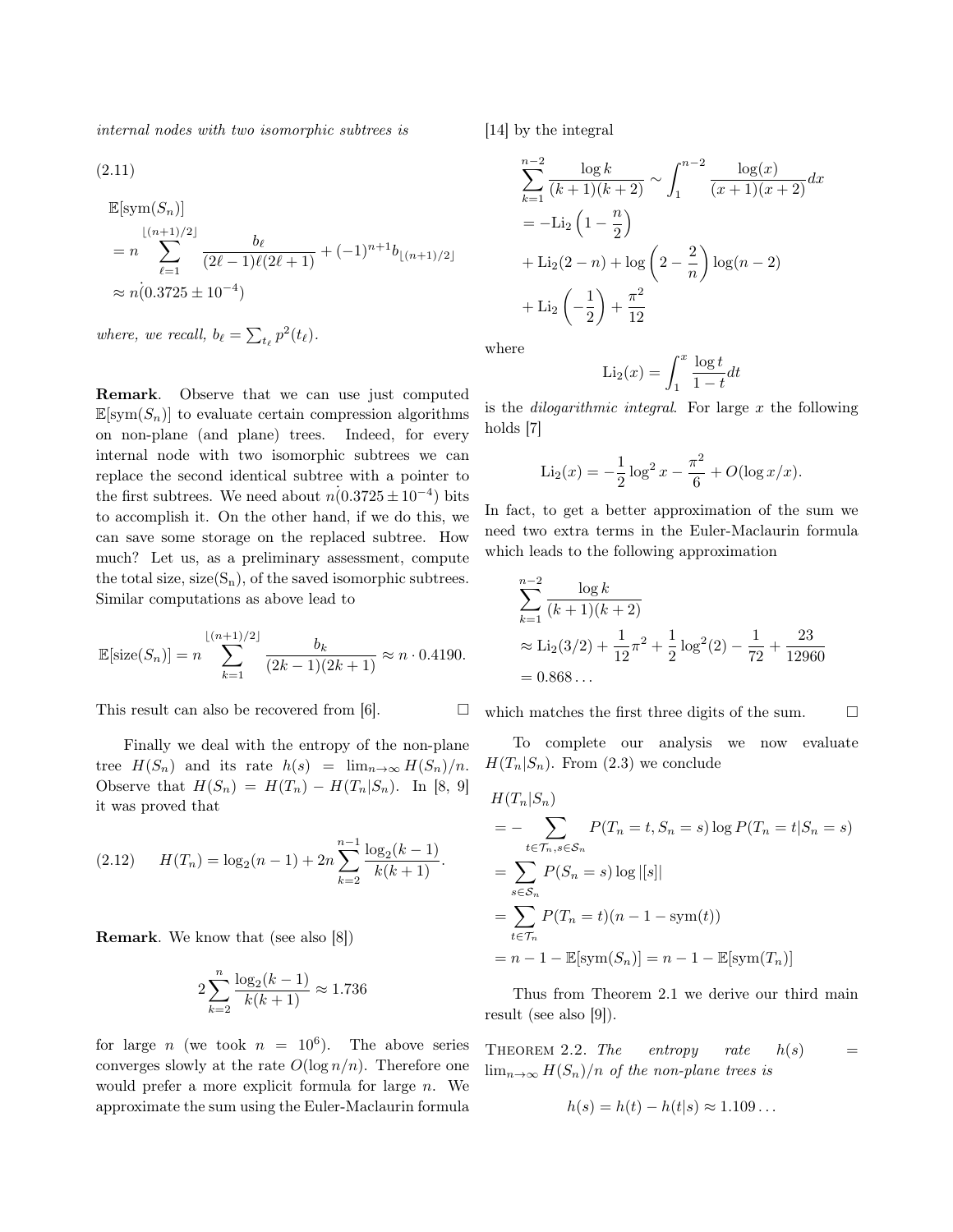*internal nodes with two isomorphic subtrees is*

(2.11)

$$
\begin{aligned}
&\mathbb{E}[\mathrm{sym}(S_n)] \\
&= n \sum_{\ell=1}^{\lfloor (n+1)/2 \rfloor} \frac{b_\ell}{(2\ell-1)\ell(2\ell+1)} + (-1)^{n+1} b_{\lfloor (n+1)/2 \rfloor} \\
&\approx \dot{n}(0.3725 \pm 10^{-4})
\end{aligned}
$$

*where, we recall,* $b_\ell = \sum_{t_\ell} p^2(t_\ell)$.

**Remark**. Observe that we can use just computed $\mathbb{E}[\mathrm{sym}(S_n)]$ to evaluate certain compression algorithms on non-plane (and plane) trees. Indeed, for every internal node with two isomorphic subtrees we can replace the second identical subtree with a pointer to the first subtrees. We need about $\dot{n}(0.3725 \pm 10^{-4})$ bits to accomplish it. On the other hand, if we do this, we can save some storage on the replaced subtree. How much? Let us, as a preliminary assessment, compute the total size, $\mathrm{size(S_n)}$, of the saved isomorphic subtrees. Similar computations as above lead to

$$
\mathbb{E}[\mathrm{size}(S_n)] = n \sum_{k=1}^{\lfloor (n+1)/2 \rfloor} \frac{b_k}{(2k-1)(2k+1)} \approx n \cdot 0.4190.
$$

This result can also be recovered from [6]. □

Finally we deal with the entropy of the non-plane tree $H(S_n)$ and its rate $h(s) = \lim_{n\to\infty} H(S_n)/n$. Observe that $H(S_n) = H(T_n) - H(T_n|S_n)$. In [8, 9] it was proved that

$$
H(T_n) = \log_2(n-1) + 2n \sum_{k=2}^{n-1} \frac{\log_2(k-1)}{k(k+1)}. \tag{2.12}
$$

**Remark**. We know that (see also [8])

$$
2 \sum_{k=2}^{n} \frac{\log_2(k-1)}{k(k+1)} \approx 1.736
$$

for large $n$ (we took $n = 10^6$). The above series converges slowly at the rate $O(\log n/n)$. Therefore one would prefer a more explicit formula for large $n$. We approximate the sum using the Euler-Maclaurin formula [14] by the integral

$$
\begin{aligned}
&\sum_{k=1}^{n-2} \frac{\log k}{(k+1)(k+2)} \sim \int_1^{n-2} \frac{\log(x)}{(x+1)(x+2)} dx \\
&= -\mathrm{Li}_2\left(1 - \frac{n}{2}\right) \\
&+ \mathrm{Li}_2(2-n) + \log\left(2 - \frac{2}{n}\right)\log(n-2) \\
&+ \mathrm{Li}_2\left(-\frac{1}{2}\right) + \frac{\pi^2}{12}
\end{aligned}
$$

where

$$
\mathrm{Li}_2(x) = \int_1^x \frac{\log t}{1-t} dt
$$

is the *dilogarithmic integral*. For large $x$ the following holds [7]

$$
\mathrm{Li}_2(x) = -\frac{1}{2}\log^2 x - \frac{\pi^2}{6} + O(\log x/x).
$$

In fact, to get a better approximation of the sum we need two extra terms in the Euler-Maclaurin formula which leads to the following approximation

$$
\begin{aligned}
&\sum_{k=1}^{n-2} \frac{\log k}{(k+1)(k+2)} \\
&\approx \mathrm{Li}_2(3/2) + \frac{1}{12}\pi^2 + \frac{1}{2}\log^2(2) - \frac{1}{72} + \frac{23}{12960} \\
&= 0.868\ldots
\end{aligned}
$$

which matches the first three digits of the sum. □

To complete our analysis we now evaluate $H(T_n|S_n)$. From (2.3) we conclude

$$
\begin{aligned}
&H(T_n|S_n) \\
&= -\sum_{t\in\mathcal{T}_n, s\in\mathcal{S}_n} P(T_n = t, S_n = s) \log P(T_n = t | S_n = s) \\
&= \sum_{s\in\mathcal{S}_n} P(S_n = s) \log |[s]| \\
&= \sum_{t\in\mathcal{T}_n} P(T_n = t)(n - 1 - \mathrm{sym}(t)) \\
&= n - 1 - \mathbb{E}[\mathrm{sym}(S_n)] = n - 1 - \mathbb{E}[\mathrm{sym}(T_n)]
\end{aligned}
$$

Thus from Theorem 2.1 we derive our third main result (see also [9]).

THEOREM 2.2. *The entropy rate* $h(s) = \lim_{n\to\infty} H(S_n)/n$ *of the non-plane trees is*

$$
h(s) = h(t) - h(t|s) \approx 1.109\ldots
$$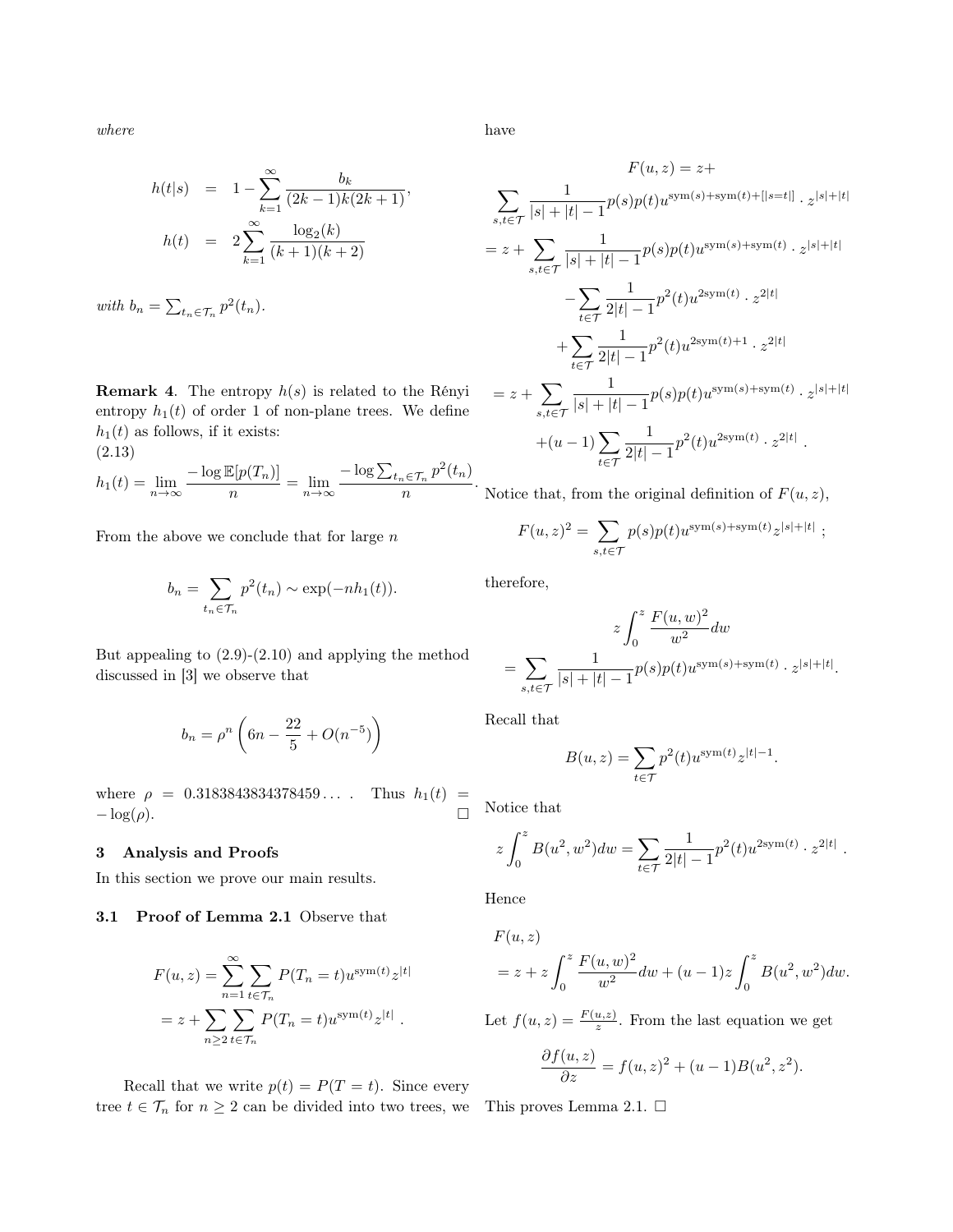*where*

$$
\begin{aligned}
h(t|s) &= 1-\sum_{k=1}^{\infty}\frac{b_k}{(2k-1)k(2k+1)},\\
h(t) &= 2\sum_{k=1}^{\infty}\frac{\log_2(k)}{(k+1)(k+2)}
\end{aligned}
$$

*with* $b_n = \sum_{t_n\in\mathcal{T}_n} p^2(t_n)$.

**Remark 4**. The entropy $h(s)$ is related to the Rényi entropy $h_1(t)$ of order 1 of non-plane trees. We define $h_1(t)$ as follows, if it exists:

(2.13)

$$
h_1(t) = \lim_{n\to\infty}\frac{-\log \mathbb{E}[p(T_n)]}{n} = \lim_{n\to\infty}\frac{-\log\sum_{t_n\in\mathcal{T}_n}p^2(t_n)}{n}.
$$

From the above we conclude that for large $n$

$$
b_n = \sum_{t_n\in\mathcal{T}_n} p^2(t_n) \sim \exp(-nh_1(t)).
$$

But appealing to (2.9)-(2.10) and applying the method discussed in [3] we observe that

$$
b_n = \rho^n\left(6n - \frac{22}{5} + O(n^{-5})\right)
$$

where $\rho = 0.3183843834378459\ldots$ . Thus $h_1(t) = -\log(\rho)$. □

## 3 Analysis and Proofs

In this section we prove our main results.

### 3.1 Proof of Lemma 2.1

Observe that

$$
\begin{aligned}
F(u,z) &= \sum_{n=1}^{\infty}\sum_{t\in\mathcal{T}_n}P(T_n=t)u^{\mathrm{sym}(t)}z^{|t|}\\
&= z + \sum_{n\geq 2}\sum_{t\in\mathcal{T}_n}P(T_n=t)u^{\mathrm{sym}(t)}z^{|t|}\ .
\end{aligned}
$$

Recall that we write $p(t) = P(T=t)$. Since every tree $t\in\mathcal{T}_n$ for $n\geq 2$ can be divided into two trees, we have

$$
\begin{aligned}
F(u,z) &= z + \\
&\sum_{s,t\in\mathcal{T}}\frac{1}{|s|+|t|-1}p(s)p(t)u^{\mathrm{sym}(s)+\mathrm{sym}(t)+[|s=t|]}\cdot z^{|s|+|t|}\\
&= z + \sum_{s,t\in\mathcal{T}}\frac{1}{|s|+|t|-1}p(s)p(t)u^{\mathrm{sym}(s)+\mathrm{sym}(t)}\cdot z^{|s|+|t|}\\
&\quad -\sum_{t\in\mathcal{T}}\frac{1}{2|t|-1}p^2(t)u^{2\mathrm{sym}(t)}\cdot z^{2|t|}\\
&\quad +\sum_{t\in\mathcal{T}}\frac{1}{2|t|-1}p^2(t)u^{2\mathrm{sym}(t)+1}\cdot z^{2|t|}\\
&= z + \sum_{s,t\in\mathcal{T}}\frac{1}{|s|+|t|-1}p(s)p(t)u^{\mathrm{sym}(s)+\mathrm{sym}(t)}\cdot z^{|s|+|t|}\\
&\quad +(u-1)\sum_{t\in\mathcal{T}}\frac{1}{2|t|-1}p^2(t)u^{2\mathrm{sym}(t)}\cdot z^{2|t|}\ .
\end{aligned}
$$

Notice that, from the original definition of $F(u,z)$,

$$
F(u,z)^2 = \sum_{s,t\in\mathcal{T}}p(s)p(t)u^{\mathrm{sym}(s)+\mathrm{sym}(t)}z^{|s|+|t|}\ ;
$$

therefore,

$$
\begin{aligned}
&z\int_0^z\frac{F(u,w)^2}{w^2}dw\\
&= \sum_{s,t\in\mathcal{T}}\frac{1}{|s|+|t|-1}p(s)p(t)u^{\mathrm{sym}(s)+\mathrm{sym}(t)}\cdot z^{|s|+|t|}.
\end{aligned}
$$

Recall that

$$
B(u,z) = \sum_{t\in\mathcal{T}}p^2(t)u^{\mathrm{sym}(t)}z^{|t|-1}.
$$

Notice that

$$
z\int_0^z B(u^2,w^2)dw = \sum_{t\in\mathcal{T}}\frac{1}{2|t|-1}p^2(t)u^{2\mathrm{sym}(t)}\cdot z^{2|t|}\ .
$$

Hence

$$
\begin{aligned}
&F(u,z)\\
&= z + z\int_0^z\frac{F(u,w)^2}{w^2}dw + (u-1)z\int_0^z B(u^2,w^2)dw.
\end{aligned}
$$

Let $f(u,z) = \frac{F(u,z)}{z}$. From the last equation we get

$$
\frac{\partial f(u,z)}{\partial z} = f(u,z)^2 + (u-1)B(u^2,z^2).
$$

This proves Lemma 2.1. □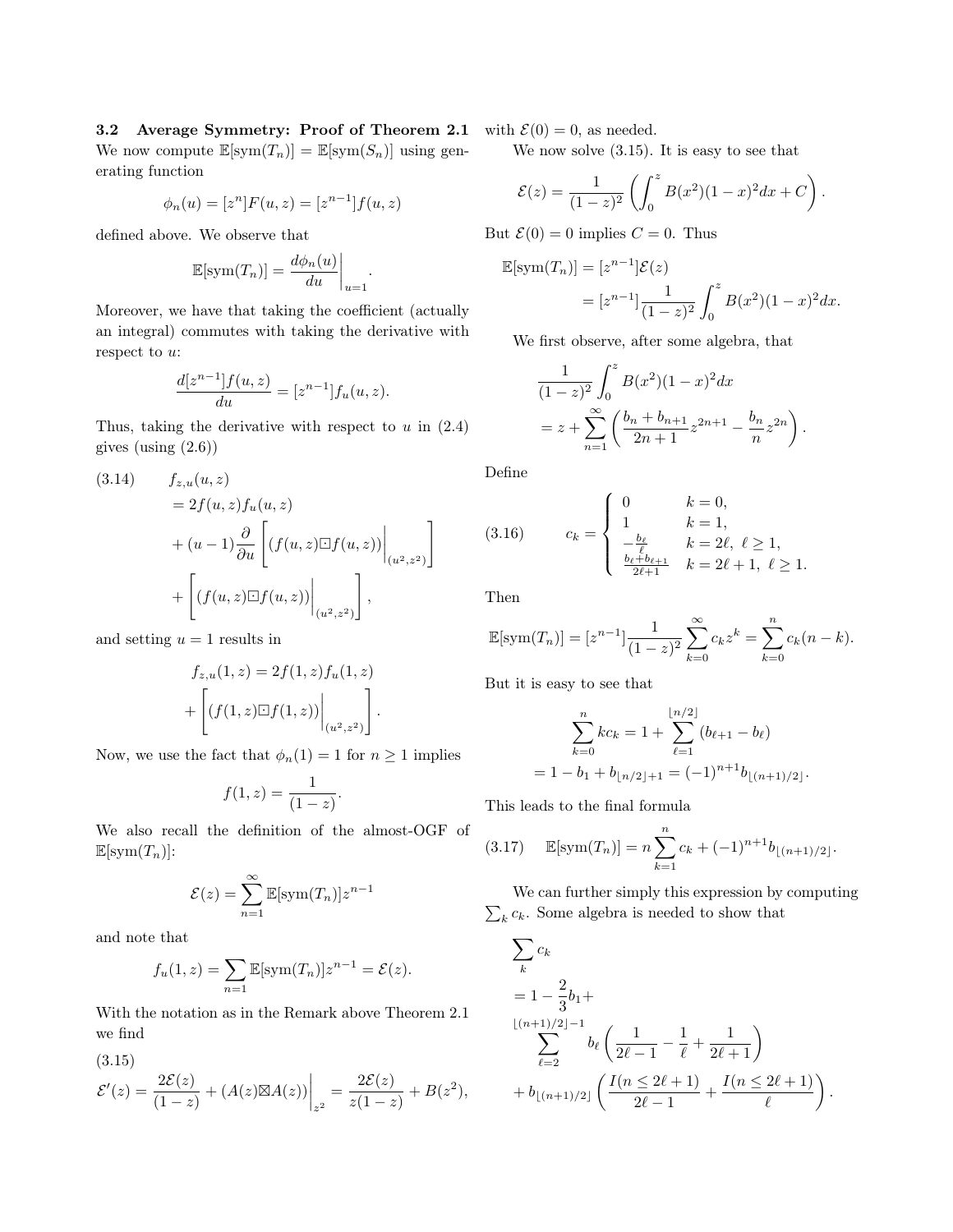### 3.2 Average Symmetry: Proof of Theorem 2.1

We now compute $\mathbb{E}[\text{sym}(T_n)] = \mathbb{E}[\text{sym}(S_n)]$ using generating function

$$\phi_n(u) = [z^n]F(u,z) = [z^{n-1}]f(u,z)$$

defined above. We observe that

$$\mathbb{E}[\text{sym}(T_n)] = \left.\frac{d\phi_n(u)}{du}\right|_{u=1}.$$

Moreover, we have that taking the coefficient (actually an integral) commutes with taking the derivative with respect to $u$:

$$\frac{d[z^{n-1}]f(u,z)}{du} = [z^{n-1}]f_u(u,z).$$

Thus, taking the derivative with respect to $u$ in (2.4) gives (using (2.6))

$$\begin{aligned}
(3.14)\qquad & f_{z,u}(u,z) \\
&= 2f(u,z)f_u(u,z) \\
&+ (u-1)\frac{\partial}{\partial u}\left[\left.(f(u,z)\boxdot f(u,z))\right|_{(u^2,z^2)}\right] \\
&+ \left[\left.(f(u,z)\boxdot f(u,z))\right|_{(u^2,z^2)}\right],
\end{aligned}$$

and setting $u=1$ results in

$$\begin{aligned}
& f_{z,u}(1,z) = 2f(1,z)f_u(1,z) \\
&+ \left[\left.(f(1,z)\boxdot f(1,z))\right|_{(u^2,z^2)}\right].
\end{aligned}$$

Now, we use the fact that $\phi_n(1) = 1$ for $n \geq 1$ implies

$$f(1,z) = \frac{1}{(1-z)}.$$

We also recall the definition of the almost-OGF of $\mathbb{E}[\text{sym}(T_n)]$:

$$\mathcal{E}(z) = \sum_{n=1}^{\infty} \mathbb{E}[\text{sym}(T_n)]z^{n-1}$$

and note that

$$f_u(1,z) = \sum_{n=1} \mathbb{E}[\text{sym}(T_n)]z^{n-1} = \mathcal{E}(z).$$

With the notation as in the Remark above Theorem 2.1 we find

$$(3.15)$$
$$\mathcal{E}'(z) = \frac{2\mathcal{E}(z)}{(1-z)} + \left.(A(z)\boxtimes A(z))\right|_{z^2} = \frac{2\mathcal{E}(z)}{z(1-z)} + B(z^2),$$

with $\mathcal{E}(0) = 0$, as needed.

We now solve (3.15). It is easy to see that

$$\mathcal{E}(z) = \frac{1}{(1-z)^2}\left(\int_0^z B(x^2)(1-x)^2 dx + C\right).$$

But $\mathcal{E}(0) = 0$ implies $C = 0$. Thus

$$\begin{aligned}
\mathbb{E}[\text{sym}(T_n)] &= [z^{n-1}]\mathcal{E}(z) \\
&= [z^{n-1}]\frac{1}{(1-z)^2}\int_0^z B(x^2)(1-x)^2 dx.
\end{aligned}$$

We first observe, after some algebra, that

$$\begin{aligned}
&\frac{1}{(1-z)^2}\int_0^z B(x^2)(1-x)^2 dx \\
&= z + \sum_{n=1}^{\infty}\left(\frac{b_n + b_{n+1}}{2n+1}z^{2n+1} - \frac{b_n}{n}z^{2n}\right).
\end{aligned}$$

Define

$$(3.16)\qquad c_k = \begin{cases} 0 & k = 0, \\ 1 & k = 1, \\ -\frac{b_\ell}{\ell} & k = 2\ell,\ \ell \geq 1, \\ \frac{b_\ell + b_{\ell+1}}{2\ell+1} & k = 2\ell+1,\ \ell \geq 1. \end{cases}$$

Then

$$\mathbb{E}[\text{sym}(T_n)] = [z^{n-1}]\frac{1}{(1-z)^2}\sum_{k=0}^{\infty} c_k z^k = \sum_{k=0}^{n} c_k(n-k).$$

But it is easy to see that

$$\begin{aligned}
\sum_{k=0}^{n} kc_k &= 1 + \sum_{\ell=1}^{\lfloor n/2 \rfloor}(b_{\ell+1} - b_\ell) \\
&= 1 - b_1 + b_{\lfloor n/2 \rfloor + 1} = (-1)^{n+1}b_{\lfloor (n+1)/2 \rfloor}.
\end{aligned}$$

This leads to the final formula

$$(3.17)\qquad \mathbb{E}[\text{sym}(T_n)] = n\sum_{k=1}^{n} c_k + (-1)^{n+1}b_{\lfloor (n+1)/2 \rfloor}.$$

We can further simply this expression by computing $\sum_k c_k$. Some algebra is needed to show that

$$\begin{aligned}
&\sum_k c_k \\
&= 1 - \frac{2}{3}b_1 + \\
&\sum_{\ell=2}^{\lfloor (n+1)/2 \rfloor - 1} b_\ell\left(\frac{1}{2\ell-1} - \frac{1}{\ell} + \frac{1}{2\ell+1}\right) \\
&+ b_{\lfloor (n+1)/2 \rfloor}\left(\frac{I(n \leq 2\ell+1)}{2\ell-1} + \frac{I(n \leq 2\ell+1)}{\ell}\right).
\end{aligned}$$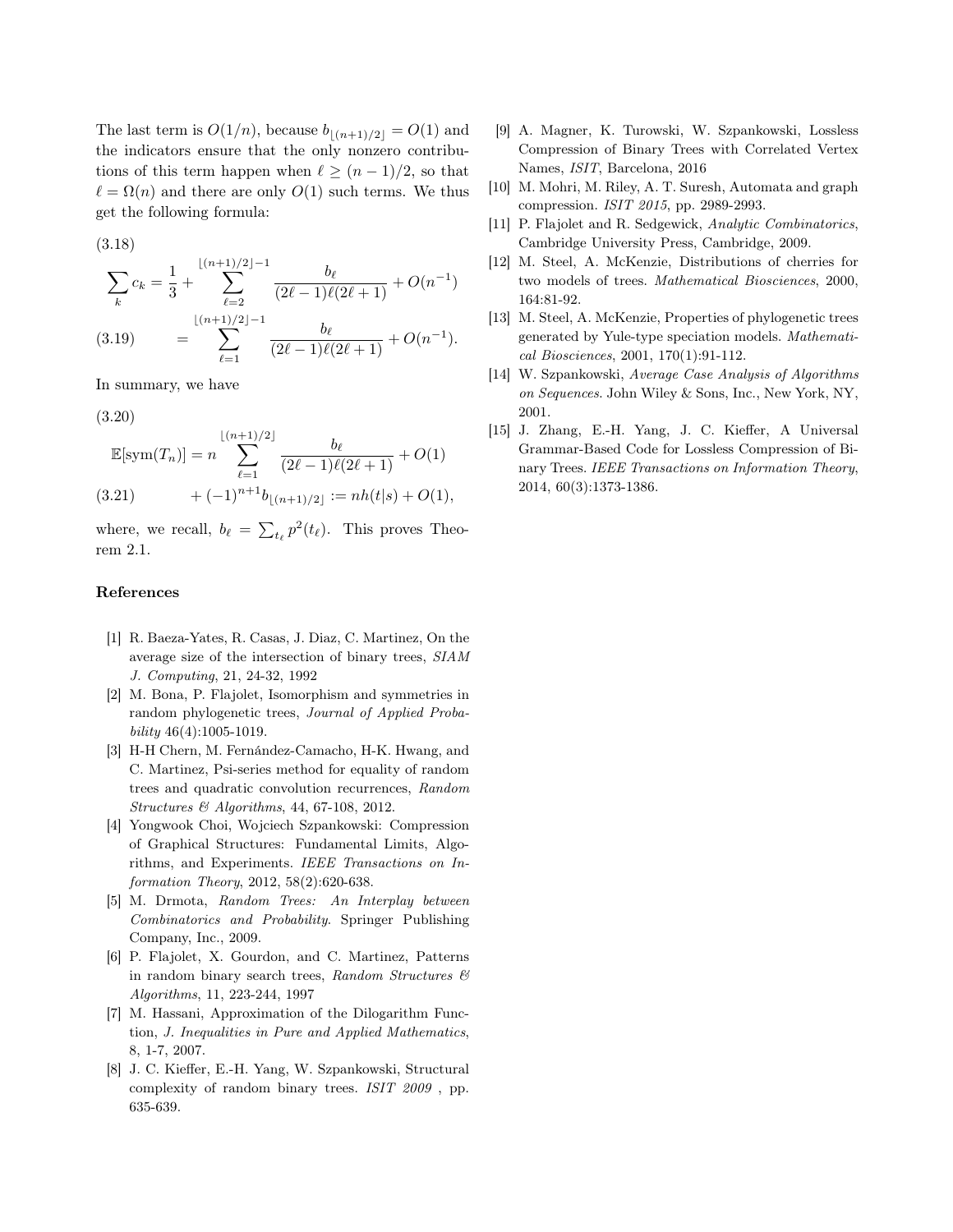The last term is $O(1/n)$, because $b_{\lfloor (n+1)/2 \rfloor} = O(1)$ and the indicators ensure that the only nonzero contributions of this term happen when $\ell \geq (n-1)/2$, so that $\ell = \Omega(n)$ and there are only $O(1)$ such terms. We thus get the following formula:

(3.18)

$$\sum_k c_k = \frac{1}{3} + \sum_{\ell=2}^{\lfloor (n+1)/2 \rfloor - 1} \frac{b_\ell}{(2\ell-1)\ell(2\ell+1)} + O(n^{-1})$$

$$(3.19) \qquad = \sum_{\ell=1}^{\lfloor (n+1)/2 \rfloor - 1} \frac{b_\ell}{(2\ell-1)\ell(2\ell+1)} + O(n^{-1}).$$

In summary, we have

(3.20)

$$\mathbb{E}[\mathrm{sym}(T_n)] = n \sum_{\ell=1}^{\lfloor (n+1)/2 \rfloor} \frac{b_\ell}{(2\ell-1)(2\ell+1)} + O(1)$$

$$(3.21) \qquad + (-1)^{n+1} b_{\lfloor (n+1)/2 \rfloor} := nh(t|s) + O(1),$$

where, we recall, $b_\ell = \sum_{t_\ell} p^2(t_\ell)$. This proves Theorem 2.1.

## References

[1] R. Baeza-Yates, R. Casas, J. Diaz, C. Martinez, On the average size of the intersection of binary trees, *SIAM J. Computing*, 21, 24-32, 1992

[2] M. Bona, P. Flajolet, Isomorphism and symmetries in random phylogenetic trees, *Journal of Applied Probability* 46(4):1005-1019.

[3] H-H Chern, M. Fernández-Camacho, H-K. Hwang, and C. Martinez, Psi-series method for equality of random trees and quadratic convolution recurrences, *Random Structures & Algorithms*, 44, 67-108, 2012.

[4] Yongwook Choi, Wojciech Szpankowski: Compression of Graphical Structures: Fundamental Limits, Algorithms, and Experiments. *IEEE Transactions on Information Theory*, 2012, 58(2):620-638.

[5] M. Drmota, *Random Trees: An Interplay between Combinatorics and Probability*. Springer Publishing Company, Inc., 2009.

[6] P. Flajolet, X. Gourdon, and C. Martinez, Patterns in random binary search trees, *Random Structures & Algorithms*, 11, 223-244, 1997

[7] M. Hassani, Approximation of the Dilogarithm Function, *J. Inequalities in Pure and Applied Mathematics*, 8, 1-7, 2007.

[8] J. C. Kieffer, E.-H. Yang, W. Szpankowski, Structural complexity of random binary trees. *ISIT 2009* , pp. 635-639.

[9] A. Magner, K. Turowski, W. Szpankowski, Lossless Compression of Binary Trees with Correlated Vertex Names, *ISIT*, Barcelona, 2016

[10] M. Mohri, M. Riley, A. T. Suresh, Automata and graph compression. *ISIT 2015*, pp. 2989-2993.

[11] P. Flajolet and R. Sedgewick, *Analytic Combinatorics*, Cambridge University Press, Cambridge, 2009.

[12] M. Steel, A. McKenzie, Distributions of cherries for two models of trees. *Mathematical Biosciences*, 2000, 164:81-92.

[13] M. Steel, A. McKenzie, Properties of phylogenetic trees generated by Yule-type speciation models. *Mathematical Biosciences*, 2001, 170(1):91-112.

[14] W. Szpankowski, *Average Case Analysis of Algorithms on Sequences*. John Wiley & Sons, Inc., New York, NY, 2001.

[15] J. Zhang, E.-H. Yang, J. C. Kieffer, A Universal Grammar-Based Code for Lossless Compression of Binary Trees. *IEEE Transactions on Information Theory*, 2014, 60(3):1373-1386.